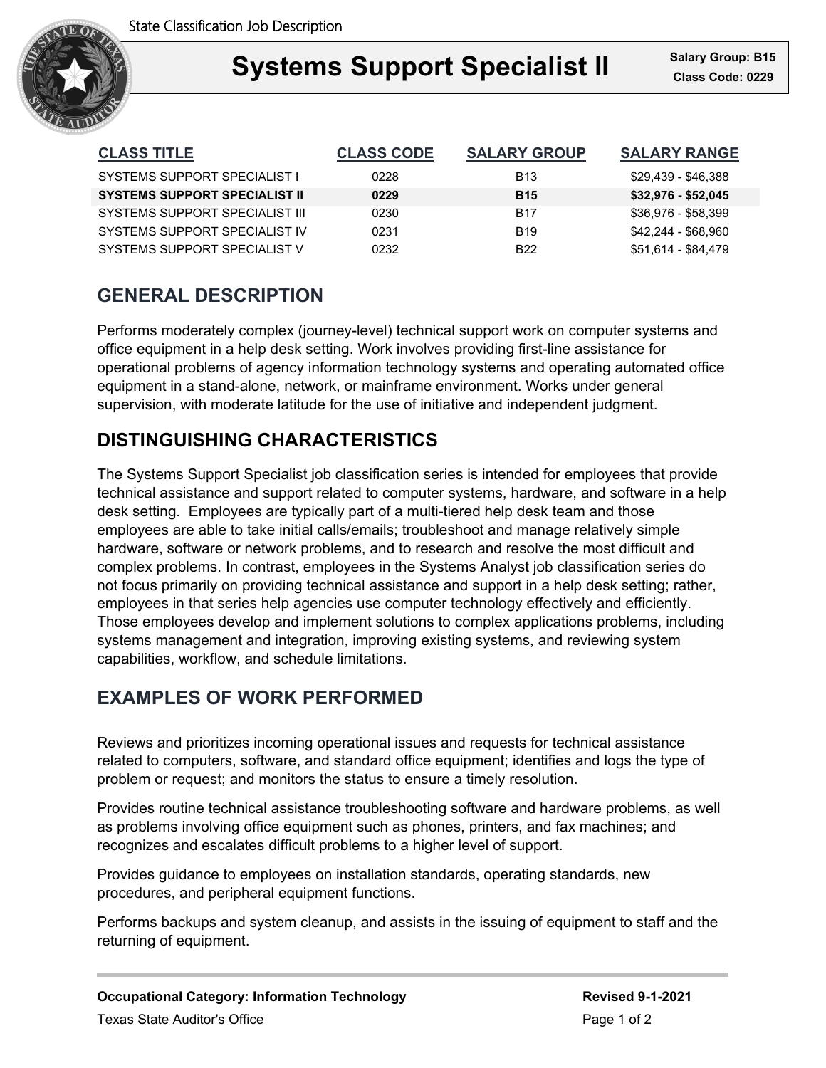State Classification Job Description

# Systems Support Specialist II

**Salary Group: B15**
**Class Code: 0229**

| CLASS TITLE | CLASS CODE | SALARY GROUP | SALARY RANGE |
|---|---|---|---|
| SYSTEMS SUPPORT SPECIALIST I | 0228 | B13 | $29,439 - $46,388 |
| **SYSTEMS SUPPORT SPECIALIST II** | **0229** | **B15** | **$32,976 - $52,045** |
| SYSTEMS SUPPORT SPECIALIST III | 0230 | B17 | $36,976 - $58,399 |
| SYSTEMS SUPPORT SPECIALIST IV | 0231 | B19 | $42,244 - $68,960 |
| SYSTEMS SUPPORT SPECIALIST V | 0232 | B22 | $51,614 - $84,479 |

## GENERAL DESCRIPTION

Performs moderately complex (journey-level) technical support work on computer systems and office equipment in a help desk setting. Work involves providing first-line assistance for operational problems of agency information technology systems and operating automated office equipment in a stand-alone, network, or mainframe environment. Works under general supervision, with moderate latitude for the use of initiative and independent judgment.

## DISTINGUISHING CHARACTERISTICS

The Systems Support Specialist job classification series is intended for employees that provide technical assistance and support related to computer systems, hardware, and software in a help desk setting.  Employees are typically part of a multi-tiered help desk team and those employees are able to take initial calls/emails; troubleshoot and manage relatively simple hardware, software or network problems, and to research and resolve the most difficult and complex problems. In contrast, employees in the Systems Analyst job classification series do not focus primarily on providing technical assistance and support in a help desk setting; rather, employees in that series help agencies use computer technology effectively and efficiently. Those employees develop and implement solutions to complex applications problems, including systems management and integration, improving existing systems, and reviewing system capabilities, workflow, and schedule limitations.

## EXAMPLES OF WORK PERFORMED

Reviews and prioritizes incoming operational issues and requests for technical assistance related to computers, software, and standard office equipment; identifies and logs the type of problem or request; and monitors the status to ensure a timely resolution.

Provides routine technical assistance troubleshooting software and hardware problems, as well as problems involving office equipment such as phones, printers, and fax machines; and recognizes and escalates difficult problems to a higher level of support.

Provides guidance to employees on installation standards, operating standards, new procedures, and peripheral equipment functions.

Performs backups and system cleanup, and assists in the issuing of equipment to staff and the returning of equipment.

**Occupational Category: Information Technology**
Texas State Auditor's Office

**Revised 9-1-2021**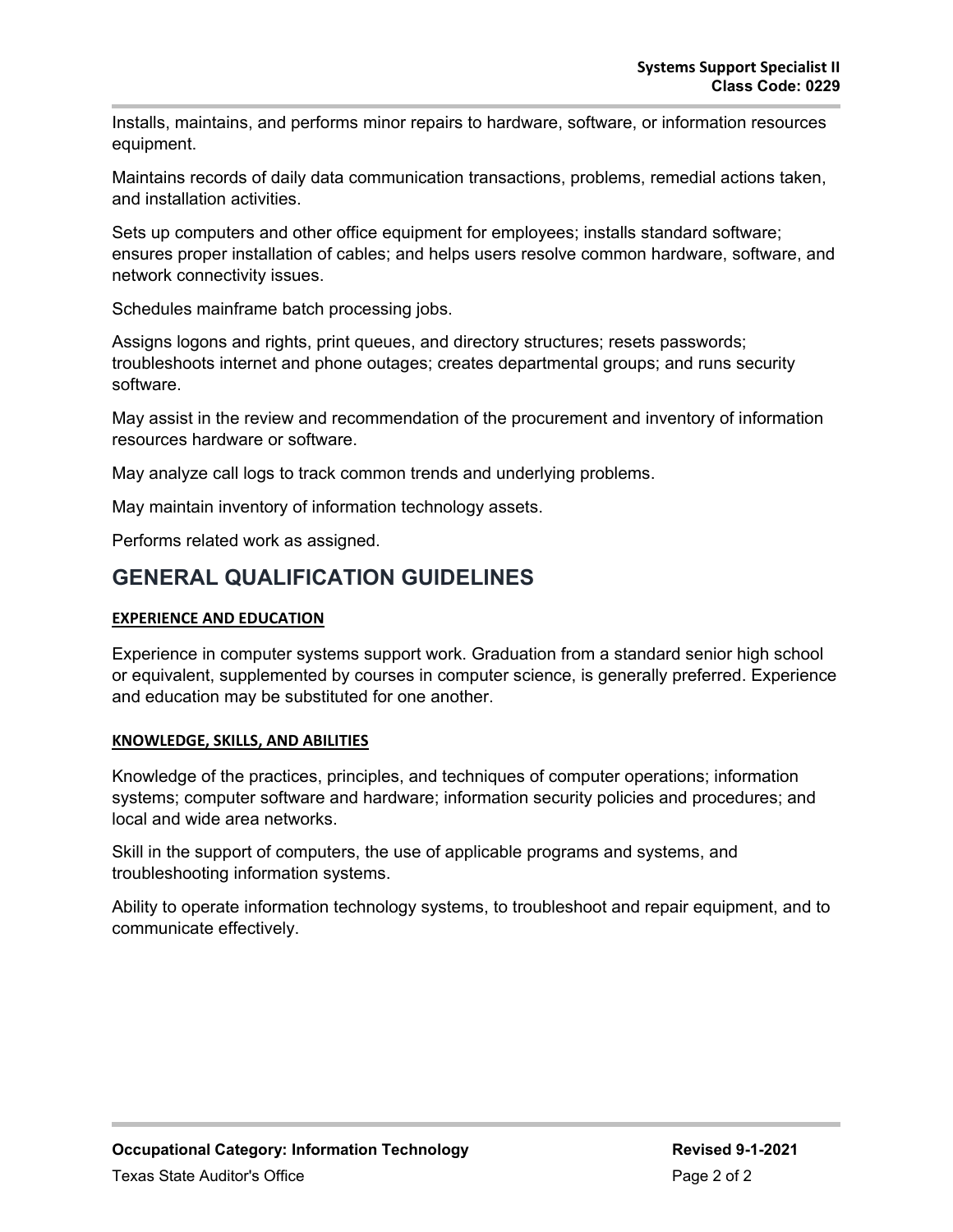Installs, maintains, and performs minor repairs to hardware, software, or information resources equipment.

Maintains records of daily data communication transactions, problems, remedial actions taken, and installation activities.

Sets up computers and other office equipment for employees; installs standard software; ensures proper installation of cables; and helps users resolve common hardware, software, and network connectivity issues.

Schedules mainframe batch processing jobs.

Assigns logons and rights, print queues, and directory structures; resets passwords; troubleshoots internet and phone outages; creates departmental groups; and runs security software.

May assist in the review and recommendation of the procurement and inventory of information resources hardware or software.

May analyze call logs to track common trends and underlying problems.

May maintain inventory of information technology assets.

Performs related work as assigned.

## GENERAL QUALIFICATION GUIDELINES

### EXPERIENCE AND EDUCATION

Experience in computer systems support work. Graduation from a standard senior high school or equivalent, supplemented by courses in computer science, is generally preferred. Experience and education may be substituted for one another.

### KNOWLEDGE, SKILLS, AND ABILITIES

Knowledge of the practices, principles, and techniques of computer operations; information systems; computer software and hardware; information security policies and procedures; and local and wide area networks.

Skill in the support of computers, the use of applicable programs and systems, and troubleshooting information systems.

Ability to operate information technology systems, to troubleshoot and repair equipment, and to communicate effectively.